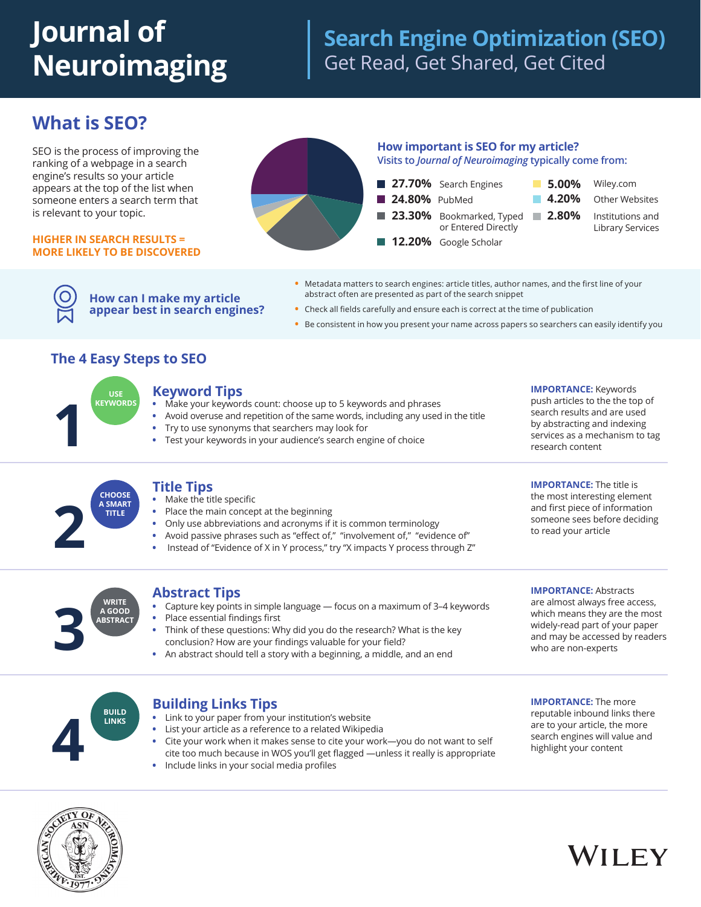# Journal of Neuroimaging

## Search Engine Optimization (SEO)

Get Read, Get Shared, Get Cited

## What is SEO?

SEO is the process of improving the ranking of a webpage in a search engine's results so your article appears at the top of the list when someone enters a search term that is relevant to your topic.

**HIGHER IN SEARCH RESULTS = MORE LIKELY TO BE DISCOVERED**

### How important is SEO for my article?

Visits to *Journal of Neuroimaging* typically come from:

- **27.70%** Search Engines
- **24.80%** PubMed
- **23.30%** Bookmarked, Typed or Entered Directly
- **12.20%** Google Scholar
- **5.00%** Wiley.com
- **4.20%** Other Websites
- **2.80%** Institutions and Library Services

### How can I make my article appear best in search engines?

- Metadata matters to search engines: article titles, author names, and the first line of your abstract often are presented as part of the search snippet
- Check all fields carefully and ensure each is correct at the time of publication
- Be consistent in how you present your name across papers so searchers can easily identify you

## The 4 Easy Steps to SEO

### 1 — USE KEYWORDS

#### Keyword Tips

- Make your keywords count: choose up to 5 keywords and phrases
- Avoid overuse and repetition of the same words, including any used in the title
- Try to use synonyms that searchers may look for
- Test your keywords in your audience's search engine of choice

**IMPORTANCE:** Keywords push articles to the the top of search results and are used by abstracting and indexing services as a mechanism to tag research content

### 2 — CHOOSE A SMART TITLE

#### Title Tips

- Make the title specific
- Place the main concept at the beginning
- Only use abbreviations and acronyms if it is common terminology
- Avoid passive phrases such as "effect of," "involvement of," "evidence of"
- Instead of "Evidence of X in Y process," try "X impacts Y process through Z"

**IMPORTANCE:** The title is the most interesting element and first piece of information someone sees before deciding to read your article

### 3 — WRITE A GOOD ABSTRACT

#### Abstract Tips

- Capture key points in simple language — focus on a maximum of 3–4 keywords
- Place essential findings first
- Think of these questions: Why did you do the research? What is the key conclusion? How are your findings valuable for your field?
- An abstract should tell a story with a beginning, a middle, and an end

**IMPORTANCE:** Abstracts are almost always free access, which means they are the most widely-read part of your paper and may be accessed by readers who are non-experts

### 4 — BUILD LINKS

#### Building Links Tips

- Link to your paper from your institution's website
- List your article as a reference to a related Wikipedia
- Cite your work when it makes sense to cite your work—you do not want to self cite too much because in WOS you'll get flagged —unless it really is appropriate
- Include links in your social media profiles

**IMPORTANCE:** The more reputable inbound links there are to your article, the more search engines will value and highlight your content

AMERICAN SOCIETY OF NEUROIMAGING · ASN · EST. 1977

WILEY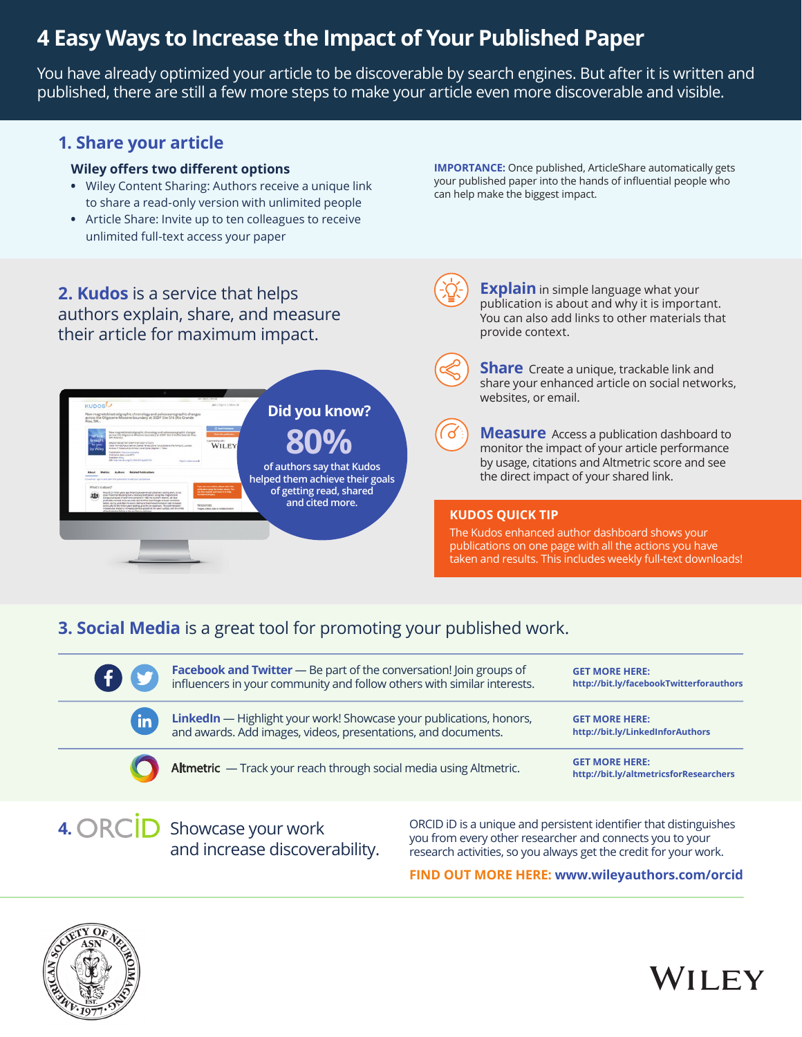# 4 Easy Ways to Increase the Impact of Your Published Paper

You have already optimized your article to be discoverable by search engines. But after it is written and published, there are still a few more steps to make your article even more discoverable and visible.

## 1. Share your article

### Wiley offers two different options

- Wiley Content Sharing: Authors receive a unique link to share a read-only version with unlimited people
- Article Share: Invite up to ten colleagues to receive unlimited full-text access your paper

**IMPORTANCE:** Once published, ArticleShare automatically gets your published paper into the hands of influential people who can help make the biggest impact.

## 2. Kudos is a service that helps authors explain, share, and measure their article for maximum impact.

**Did you know?**

**80%**

of authors say that Kudos helped them achieve their goals of getting read, shared and cited more.

**Explain** in simple language what your publication is about and why it is important. You can also add links to other materials that provide context.

**Share** Create a unique, trackable link and share your enhanced article on social networks, websites, or email.

**Measure** Access a publication dashboard to monitor the impact of your article performance by usage, citations and Altmetric score and see the direct impact of your shared link.

**KUDOS QUICK TIP**

The Kudos enhanced author dashboard shows your publications on one page with all the actions you have taken and results. This includes weekly full-text downloads!

## 3. Social Media is a great tool for promoting your published work.

**Facebook and Twitter** — Be part of the conversation! Join groups of influencers in your community and follow others with similar interests.

**GET MORE HERE:** http://bit.ly/facebookTwitterforauthors

**LinkedIn** — Highlight your work! Showcase your publications, honors, and awards. Add images, videos, presentations, and documents.

**GET MORE HERE:** http://bit.ly/LinkedInforAuthors

**Altmetric** — Track your reach through social media using Altmetric.

**GET MORE HERE:** http://bit.ly/altmetricsforResearchers

## 4. ORCID Showcase your work and increase discoverability.

ORCID iD is a unique and persistent identifier that distinguishes you from every other researcher and connects you to your research activities, so you always get the credit for your work.

**FIND OUT MORE HERE: www.wileyauthors.com/orcid**

AMERICAN SOCIETY OF NEUROIMAGING · ASN · EST. 1977

WILEY